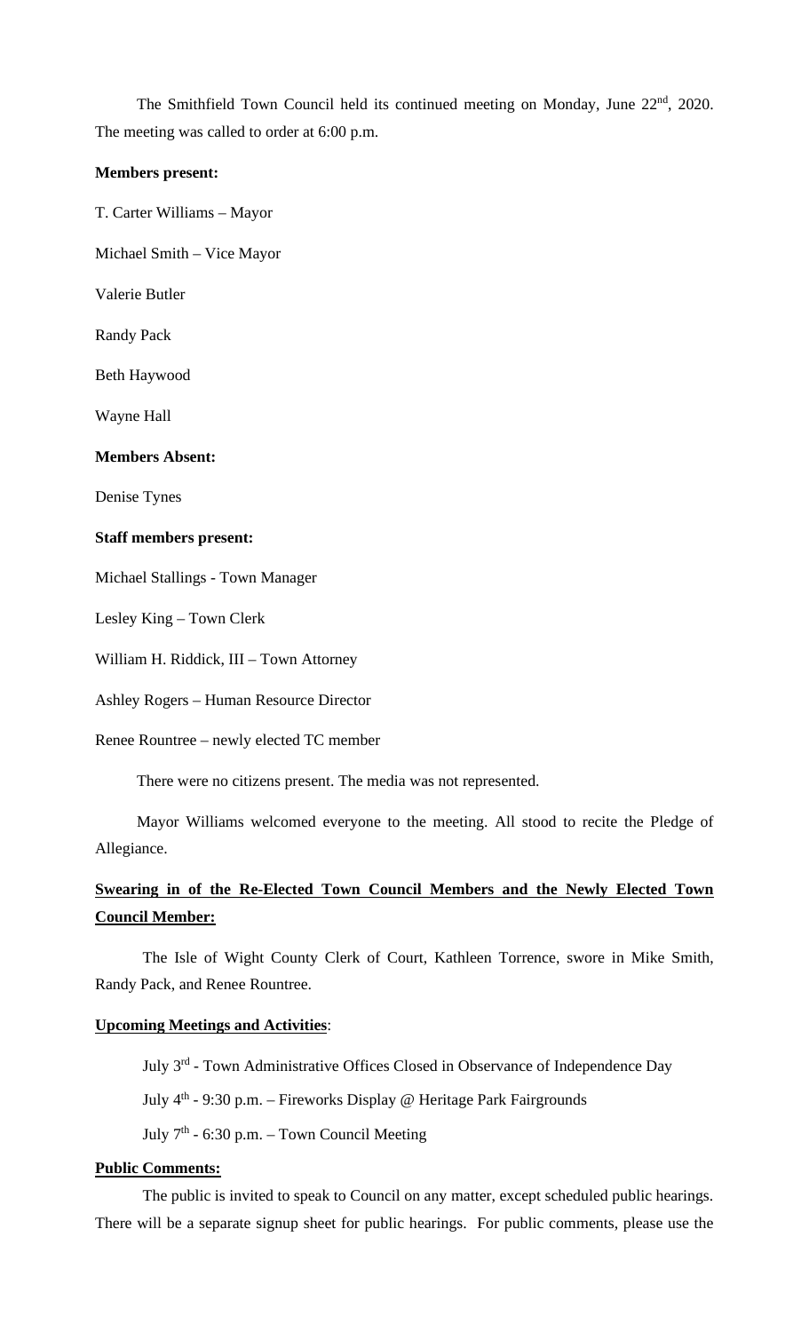The Smithfield Town Council held its continued meeting on Monday, June 22nd, 2020. The meeting was called to order at 6:00 p.m.

**Members present:**

T. Carter Williams – Mayor

Michael Smith – Vice Mayor

Valerie Butler

Randy Pack

Beth Haywood

Wayne Hall

**Members Absent:**

Denise Tynes

**Staff members present:**

Michael Stallings - Town Manager

Lesley King – Town Clerk

William H. Riddick, III – Town Attorney

Ashley Rogers – Human Resource Director

Renee Rountree – newly elected TC member

There were no citizens present. The media was not represented.

Mayor Williams welcomed everyone to the meeting. All stood to recite the Pledge of Allegiance.

**Swearing in of the Re-Elected Town Council Members and the Newly Elected Town Council Member:**

The Isle of Wight County Clerk of Court, Kathleen Torrence, swore in Mike Smith, Randy Pack, and Renee Rountree.

**Upcoming Meetings and Activities**:

July 3rd - Town Administrative Offices Closed in Observance of Independence Day

July 4th - 9:30 p.m. – Fireworks Display @ Heritage Park Fairgrounds

July 7th - 6:30 p.m. – Town Council Meeting

**Public Comments:**

The public is invited to speak to Council on any matter, except scheduled public hearings. There will be a separate signup sheet for public hearings. For public comments, please use the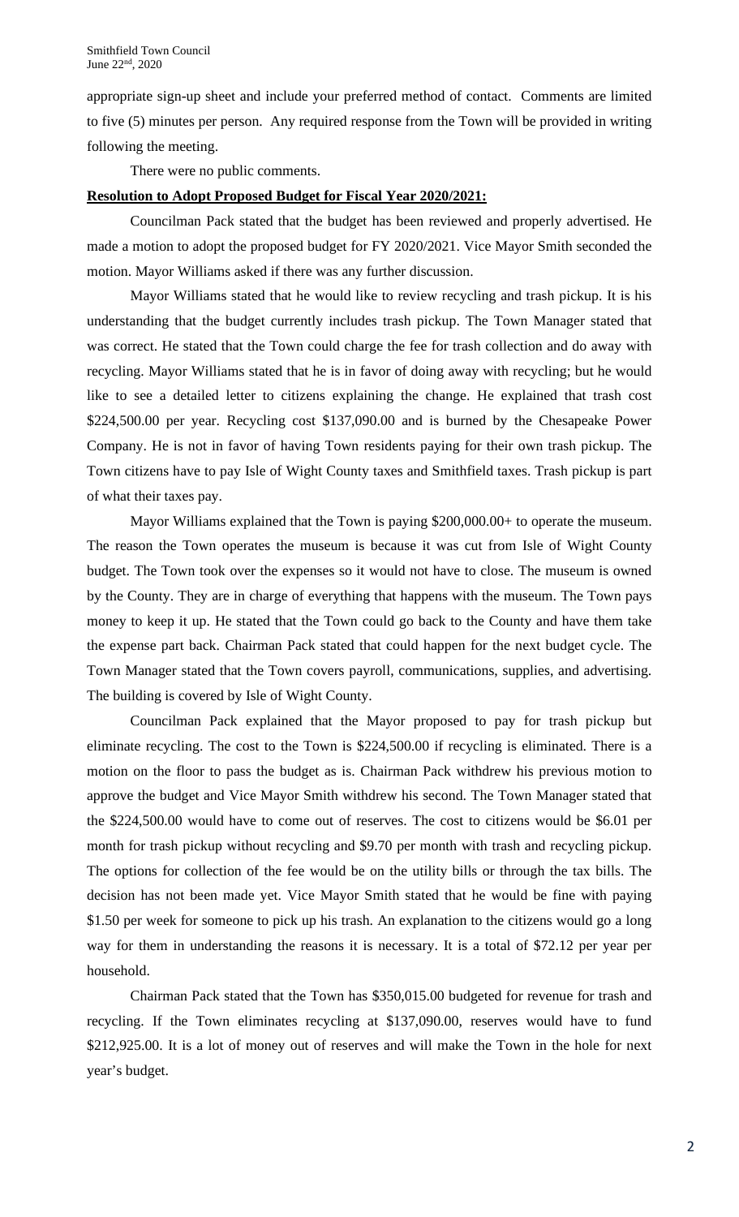appropriate sign-up sheet and include your preferred method of contact. Comments are limited to five (5) minutes per person. Any required response from the Town will be provided in writing following the meeting.

There were no public comments.

**Resolution to Adopt Proposed Budget for Fiscal Year 2020/2021:**

Councilman Pack stated that the budget has been reviewed and properly advertised. He made a motion to adopt the proposed budget for FY 2020/2021. Vice Mayor Smith seconded the motion. Mayor Williams asked if there was any further discussion.

Mayor Williams stated that he would like to review recycling and trash pickup. It is his understanding that the budget currently includes trash pickup. The Town Manager stated that was correct. He stated that the Town could charge the fee for trash collection and do away with recycling. Mayor Williams stated that he is in favor of doing away with recycling; but he would like to see a detailed letter to citizens explaining the change. He explained that trash cost $224,500.00 per year. Recycling cost $137,090.00 and is burned by the Chesapeake Power Company. He is not in favor of having Town residents paying for their own trash pickup. The Town citizens have to pay Isle of Wight County taxes and Smithfield taxes. Trash pickup is part of what their taxes pay.

Mayor Williams explained that the Town is paying $200,000.00+ to operate the museum. The reason the Town operates the museum is because it was cut from Isle of Wight County budget. The Town took over the expenses so it would not have to close. The museum is owned by the County. They are in charge of everything that happens with the museum. The Town pays money to keep it up. He stated that the Town could go back to the County and have them take the expense part back. Chairman Pack stated that could happen for the next budget cycle. The Town Manager stated that the Town covers payroll, communications, supplies, and advertising. The building is covered by Isle of Wight County.

Councilman Pack explained that the Mayor proposed to pay for trash pickup but eliminate recycling. The cost to the Town is $224,500.00 if recycling is eliminated. There is a motion on the floor to pass the budget as is. Chairman Pack withdrew his previous motion to approve the budget and Vice Mayor Smith withdrew his second. The Town Manager stated that the $224,500.00 would have to come out of reserves. The cost to citizens would be $6.01 per month for trash pickup without recycling and $9.70 per month with trash and recycling pickup. The options for collection of the fee would be on the utility bills or through the tax bills. The decision has not been made yet. Vice Mayor Smith stated that he would be fine with paying $1.50 per week for someone to pick up his trash. An explanation to the citizens would go a long way for them in understanding the reasons it is necessary. It is a total of $72.12 per year per household.

Chairman Pack stated that the Town has $350,015.00 budgeted for revenue for trash and recycling. If the Town eliminates recycling at $137,090.00, reserves would have to fund $212,925.00. It is a lot of money out of reserves and will make the Town in the hole for next year's budget.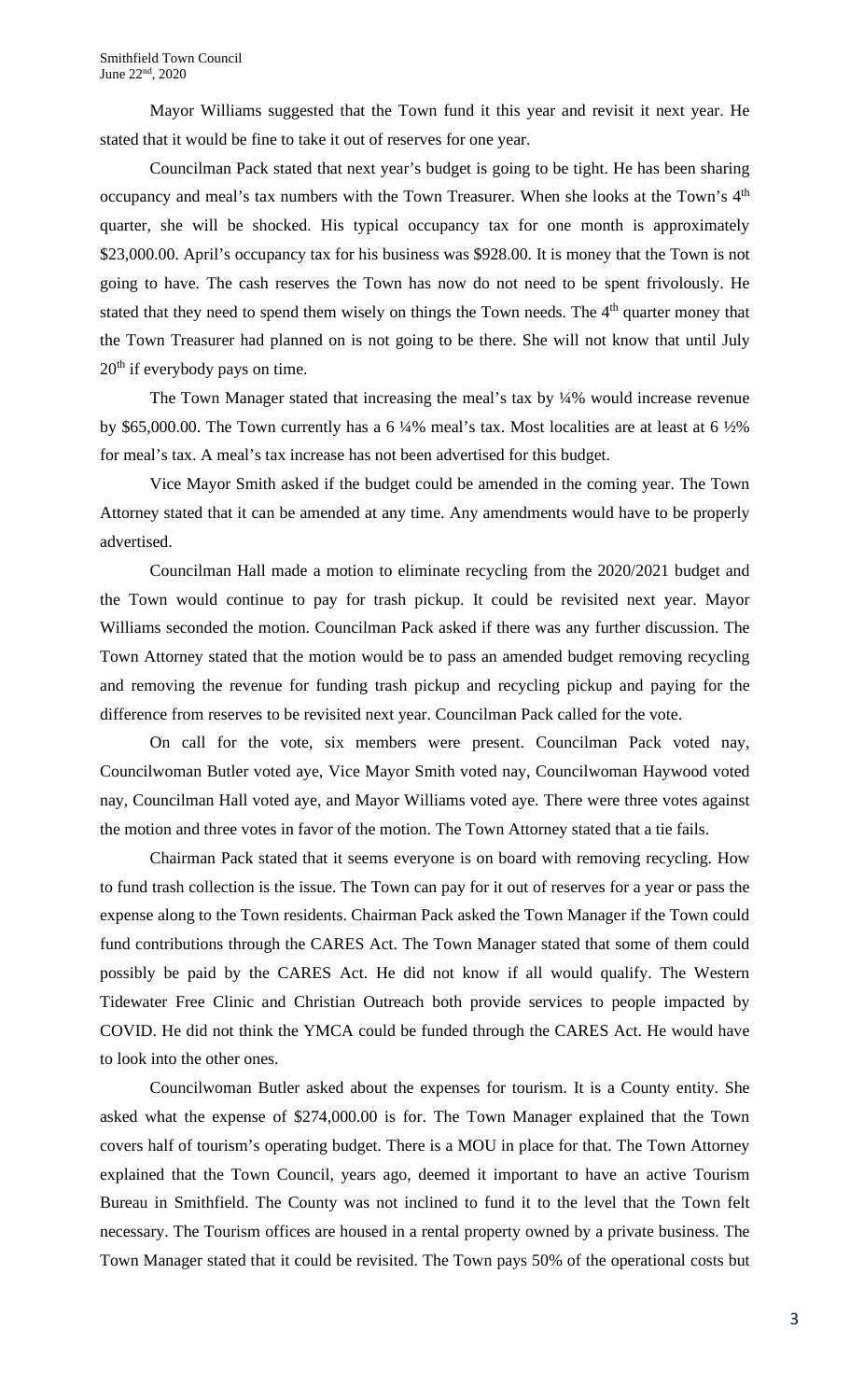Mayor Williams suggested that the Town fund it this year and revisit it next year. He stated that it would be fine to take it out of reserves for one year.

Councilman Pack stated that next year's budget is going to be tight. He has been sharing occupancy and meal's tax numbers with the Town Treasurer. When she looks at the Town's 4th quarter, she will be shocked. His typical occupancy tax for one month is approximately \$23,000.00. April's occupancy tax for his business was \$928.00. It is money that the Town is not going to have. The cash reserves the Town has now do not need to be spent frivolously. He stated that they need to spend them wisely on things the Town needs. The 4th quarter money that the Town Treasurer had planned on is not going to be there. She will not know that until July 20th if everybody pays on time.

The Town Manager stated that increasing the meal's tax by ¼% would increase revenue by \$65,000.00. The Town currently has a 6 ¼% meal's tax. Most localities are at least at 6 ½% for meal's tax. A meal's tax increase has not been advertised for this budget.

Vice Mayor Smith asked if the budget could be amended in the coming year. The Town Attorney stated that it can be amended at any time. Any amendments would have to be properly advertised.

Councilman Hall made a motion to eliminate recycling from the 2020/2021 budget and the Town would continue to pay for trash pickup. It could be revisited next year. Mayor Williams seconded the motion. Councilman Pack asked if there was any further discussion. The Town Attorney stated that the motion would be to pass an amended budget removing recycling and removing the revenue for funding trash pickup and recycling pickup and paying for the difference from reserves to be revisited next year. Councilman Pack called for the vote.

On call for the vote, six members were present. Councilman Pack voted nay, Councilwoman Butler voted aye, Vice Mayor Smith voted nay, Councilwoman Haywood voted nay, Councilman Hall voted aye, and Mayor Williams voted aye. There were three votes against the motion and three votes in favor of the motion. The Town Attorney stated that a tie fails.

Chairman Pack stated that it seems everyone is on board with removing recycling. How to fund trash collection is the issue. The Town can pay for it out of reserves for a year or pass the expense along to the Town residents. Chairman Pack asked the Town Manager if the Town could fund contributions through the CARES Act. The Town Manager stated that some of them could possibly be paid by the CARES Act. He did not know if all would qualify. The Western Tidewater Free Clinic and Christian Outreach both provide services to people impacted by COVID. He did not think the YMCA could be funded through the CARES Act. He would have to look into the other ones.

Councilwoman Butler asked about the expenses for tourism. It is a County entity. She asked what the expense of \$274,000.00 is for. The Town Manager explained that the Town covers half of tourism's operating budget. There is a MOU in place for that. The Town Attorney explained that the Town Council, years ago, deemed it important to have an active Tourism Bureau in Smithfield. The County was not inclined to fund it to the level that the Town felt necessary. The Tourism offices are housed in a rental property owned by a private business. The Town Manager stated that it could be revisited. The Town pays 50% of the operational costs but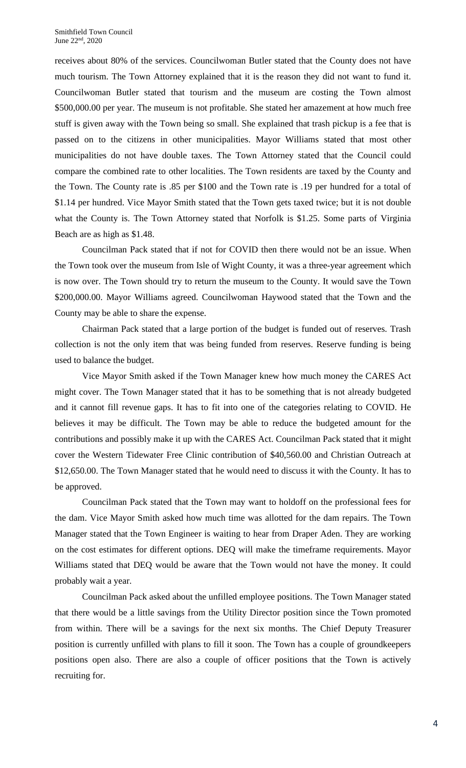receives about 80% of the services. Councilwoman Butler stated that the County does not have much tourism. The Town Attorney explained that it is the reason they did not want to fund it. Councilwoman Butler stated that tourism and the museum are costing the Town almost $500,000.00 per year. The museum is not profitable. She stated her amazement at how much free stuff is given away with the Town being so small. She explained that trash pickup is a fee that is passed on to the citizens in other municipalities. Mayor Williams stated that most other municipalities do not have double taxes. The Town Attorney stated that the Council could compare the combined rate to other localities. The Town residents are taxed by the County and the Town. The County rate is .85 per $100 and the Town rate is .19 per hundred for a total of $1.14 per hundred. Vice Mayor Smith stated that the Town gets taxed twice; but it is not double what the County is. The Town Attorney stated that Norfolk is $1.25. Some parts of Virginia Beach are as high as $1.48.

Councilman Pack stated that if not for COVID then there would not be an issue. When the Town took over the museum from Isle of Wight County, it was a three-year agreement which is now over. The Town should try to return the museum to the County. It would save the Town $200,000.00. Mayor Williams agreed. Councilwoman Haywood stated that the Town and the County may be able to share the expense.

Chairman Pack stated that a large portion of the budget is funded out of reserves. Trash collection is not the only item that was being funded from reserves. Reserve funding is being used to balance the budget.

Vice Mayor Smith asked if the Town Manager knew how much money the CARES Act might cover. The Town Manager stated that it has to be something that is not already budgeted and it cannot fill revenue gaps. It has to fit into one of the categories relating to COVID. He believes it may be difficult. The Town may be able to reduce the budgeted amount for the contributions and possibly make it up with the CARES Act. Councilman Pack stated that it might cover the Western Tidewater Free Clinic contribution of $40,560.00 and Christian Outreach at $12,650.00. The Town Manager stated that he would need to discuss it with the County. It has to be approved.

Councilman Pack stated that the Town may want to holdoff on the professional fees for the dam. Vice Mayor Smith asked how much time was allotted for the dam repairs. The Town Manager stated that the Town Engineer is waiting to hear from Draper Aden. They are working on the cost estimates for different options. DEQ will make the timeframe requirements. Mayor Williams stated that DEQ would be aware that the Town would not have the money. It could probably wait a year.

Councilman Pack asked about the unfilled employee positions. The Town Manager stated that there would be a little savings from the Utility Director position since the Town promoted from within. There will be a savings for the next six months. The Chief Deputy Treasurer position is currently unfilled with plans to fill it soon. The Town has a couple of groundkeepers positions open also. There are also a couple of officer positions that the Town is actively recruiting for.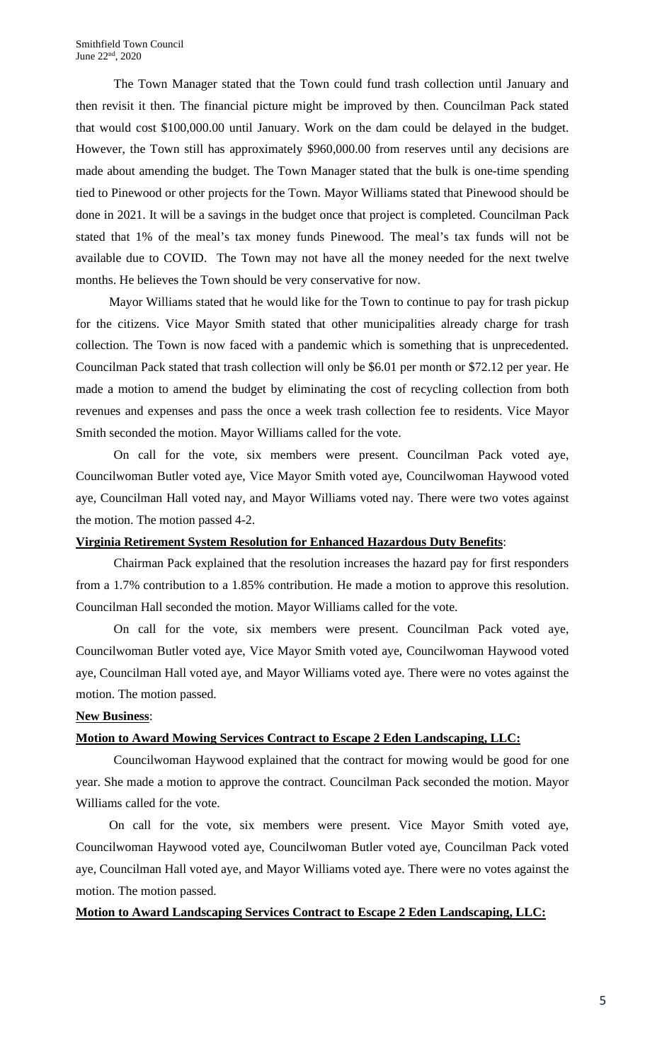The Town Manager stated that the Town could fund trash collection until January and then revisit it then. The financial picture might be improved by then. Councilman Pack stated that would cost $100,000.00 until January. Work on the dam could be delayed in the budget. However, the Town still has approximately $960,000.00 from reserves until any decisions are made about amending the budget. The Town Manager stated that the bulk is one-time spending tied to Pinewood or other projects for the Town. Mayor Williams stated that Pinewood should be done in 2021. It will be a savings in the budget once that project is completed. Councilman Pack stated that 1% of the meal's tax money funds Pinewood. The meal's tax funds will not be available due to COVID. The Town may not have all the money needed for the next twelve months. He believes the Town should be very conservative for now.

Mayor Williams stated that he would like for the Town to continue to pay for trash pickup for the citizens. Vice Mayor Smith stated that other municipalities already charge for trash collection. The Town is now faced with a pandemic which is something that is unprecedented. Councilman Pack stated that trash collection will only be $6.01 per month or $72.12 per year. He made a motion to amend the budget by eliminating the cost of recycling collection from both revenues and expenses and pass the once a week trash collection fee to residents. Vice Mayor Smith seconded the motion. Mayor Williams called for the vote.

On call for the vote, six members were present. Councilman Pack voted aye, Councilwoman Butler voted aye, Vice Mayor Smith voted aye, Councilwoman Haywood voted aye, Councilman Hall voted nay, and Mayor Williams voted nay. There were two votes against the motion. The motion passed 4-2.

**Virginia Retirement System Resolution for Enhanced Hazardous Duty Benefits**:

Chairman Pack explained that the resolution increases the hazard pay for first responders from a 1.7% contribution to a 1.85% contribution. He made a motion to approve this resolution. Councilman Hall seconded the motion. Mayor Williams called for the vote.

On call for the vote, six members were present. Councilman Pack voted aye, Councilwoman Butler voted aye, Vice Mayor Smith voted aye, Councilwoman Haywood voted aye, Councilman Hall voted aye, and Mayor Williams voted aye. There were no votes against the motion. The motion passed.

**New Business**:

**Motion to Award Mowing Services Contract to Escape 2 Eden Landscaping, LLC:**

Councilwoman Haywood explained that the contract for mowing would be good for one year. She made a motion to approve the contract. Councilman Pack seconded the motion. Mayor Williams called for the vote.

On call for the vote, six members were present. Vice Mayor Smith voted aye, Councilwoman Haywood voted aye, Councilwoman Butler voted aye, Councilman Pack voted aye, Councilman Hall voted aye, and Mayor Williams voted aye. There were no votes against the motion. The motion passed.

**Motion to Award Landscaping Services Contract to Escape 2 Eden Landscaping, LLC:**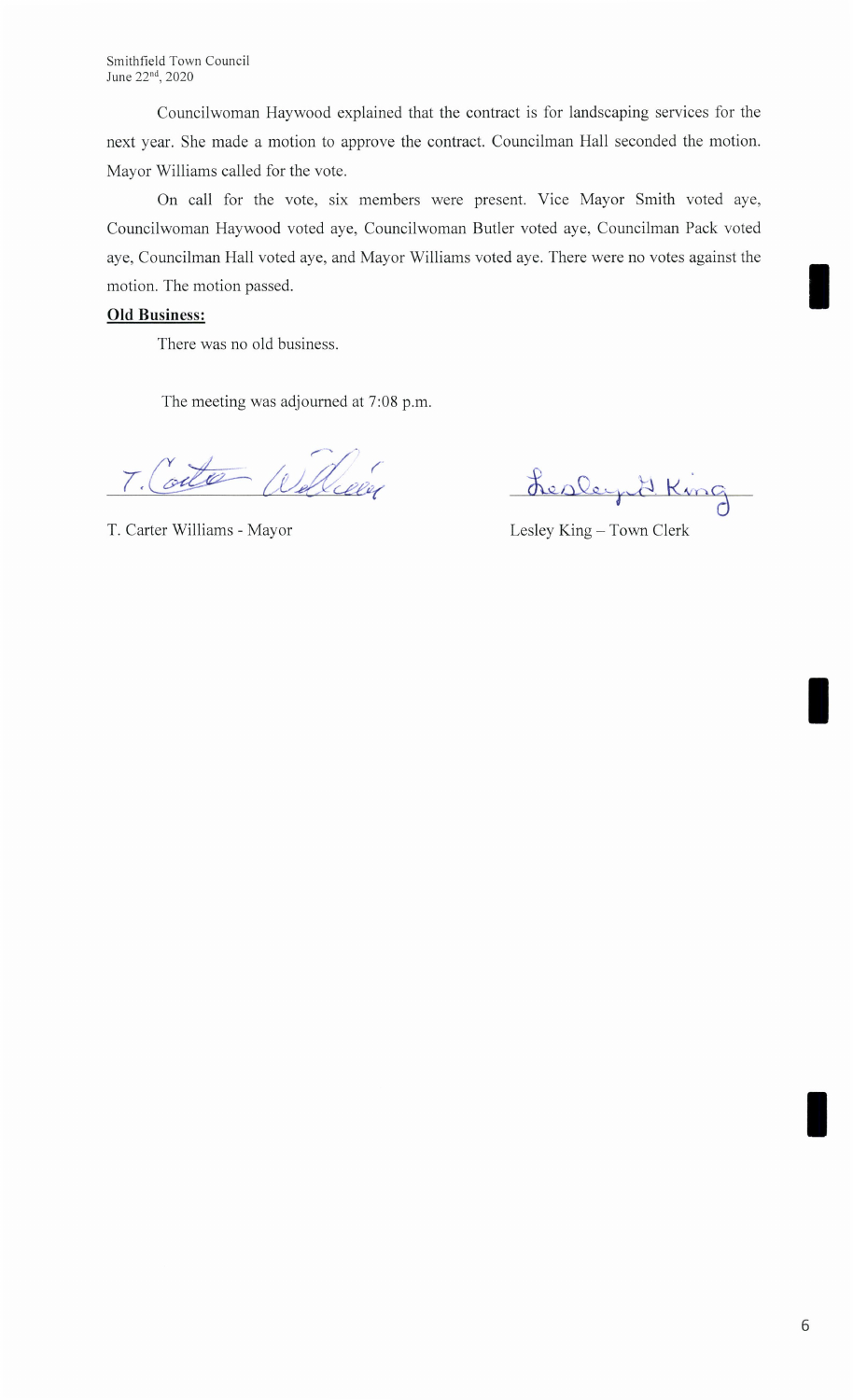Councilwoman Haywood explained that the contract is for landscaping services for the next year. She made a motion to approve the contract. Councilman Hall seconded the motion. Mayor Williams called for the vote.

On call for the vote, six members were present. Vice Mayor Smith voted aye, Councilwoman Haywood voted aye, Councilwoman Butler voted aye, Councilman Pack voted aye, Councilman Hall voted aye, and Mayor Williams voted aye. There were no votes against the motion. The motion passed.

**Old Business:**

There was no old business.

The meeting was adjourned at 7:08 p.m.

T. Carter Williams - Mayor

Lesley King – Town Clerk